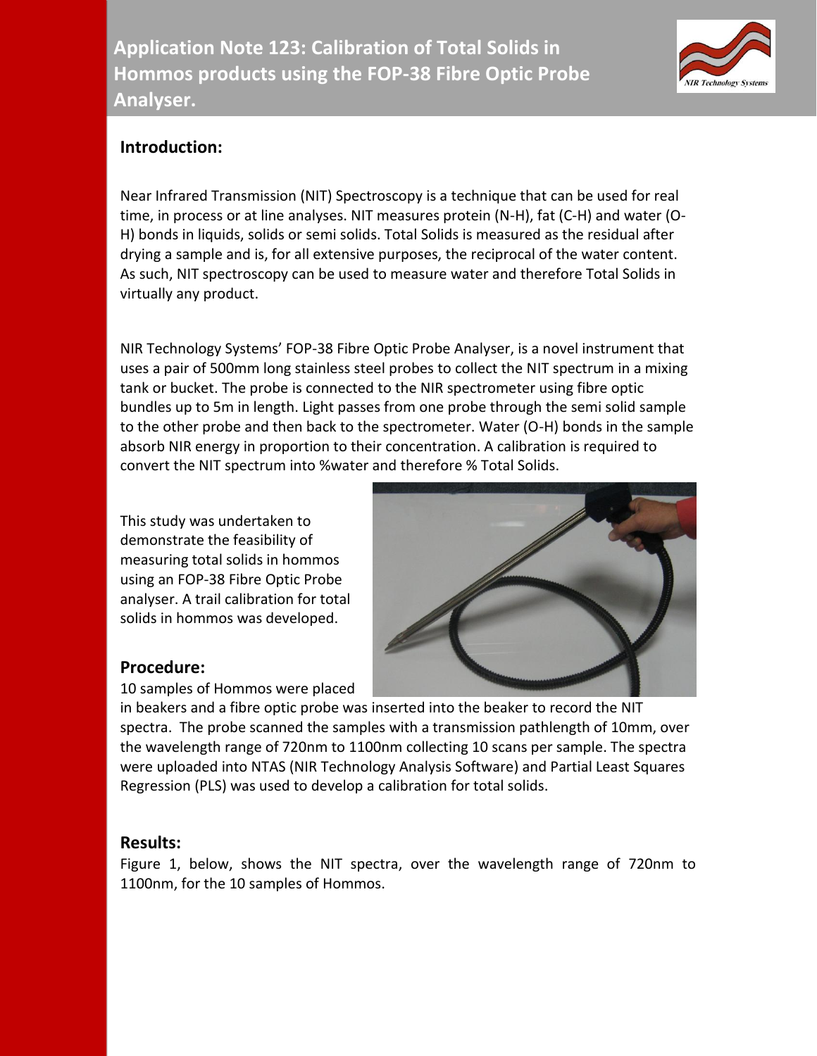# Application Note 123: Calibration of Total Solids in Hommos products using the FOP-38 Fibre Optic Probe Analyser.

## Introduction:

Near Infrared Transmission (NIT) Spectroscopy is a technique that can be used for real time, in process or at line analyses. NIT measures protein (N-H), fat (C-H) and water (O-H) bonds in liquids, solids or semi solids. Total Solids is measured as the residual after drying a sample and is, for all extensive purposes, the reciprocal of the water content. As such, NIT spectroscopy can be used to measure water and therefore Total Solids in virtually any product.

NIR Technology Systems' FOP-38 Fibre Optic Probe Analyser, is a novel instrument that uses a pair of 500mm long stainless steel probes to collect the NIT spectrum in a mixing tank or bucket. The probe is connected to the NIR spectrometer using fibre optic bundles up to 5m in length. Light passes from one probe through the semi solid sample to the other probe and then back to the spectrometer. Water (O-H) bonds in the sample absorb NIR energy in proportion to their concentration. A calibration is required to convert the NIT spectrum into %water and therefore % Total Solids.

This study was undertaken to demonstrate the feasibility of measuring total solids in hommos using an FOP-38 Fibre Optic Probe analyser. A trail calibration for total solids in hommos was developed.

## Procedure:

10 samples of Hommos were placed in beakers and a fibre optic probe was inserted into the beaker to record the NIT spectra. The probe scanned the samples with a transmission pathlength of 10mm, over the wavelength range of 720nm to 1100nm collecting 10 scans per sample. The spectra were uploaded into NTAS (NIR Technology Analysis Software) and Partial Least Squares Regression (PLS) was used to develop a calibration for total solids.

## Results:

Figure 1, below, shows the NIT spectra, over the wavelength range of 720nm to 1100nm, for the 10 samples of Hommos.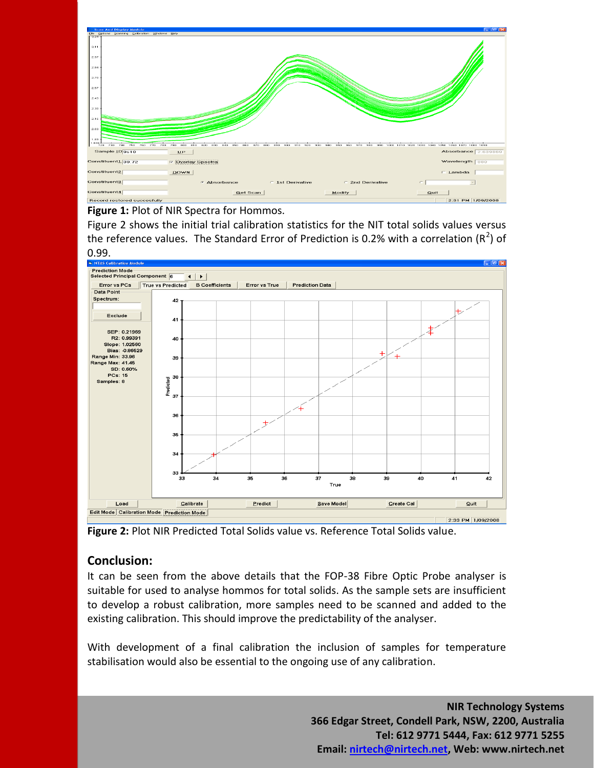**Figure 1:** Plot of NIR Spectra for Hommos.

Figure 2 shows the initial trial calibration statistics for the NIT total solids values versus the reference values. The Standard Error of Prediction is 0.2% with a correlation ($R^2$) of 0.99.

**Figure 2:** Plot NIR Predicted Total Solids value vs. Reference Total Solids value.

## Conclusion:

It can be seen from the above details that the FOP-38 Fibre Optic Probe analyser is suitable for used to analyse hommos for total solids. As the sample sets are insufficient to develop a robust calibration, more samples need to be scanned and added to the existing calibration. This should improve the predictability of the analyser.

With development of a final calibration the inclusion of samples for temperature stabilisation would also be essential to the ongoing use of any calibration.

**NIR Technology Systems**
**366 Edgar Street, Condell Park, NSW, 2200, Australia**
**Tel: 612 9771 5444, Fax: 612 9771 5255**
**Email: nirtech@nirtech.net, Web: www.nirtech.net**